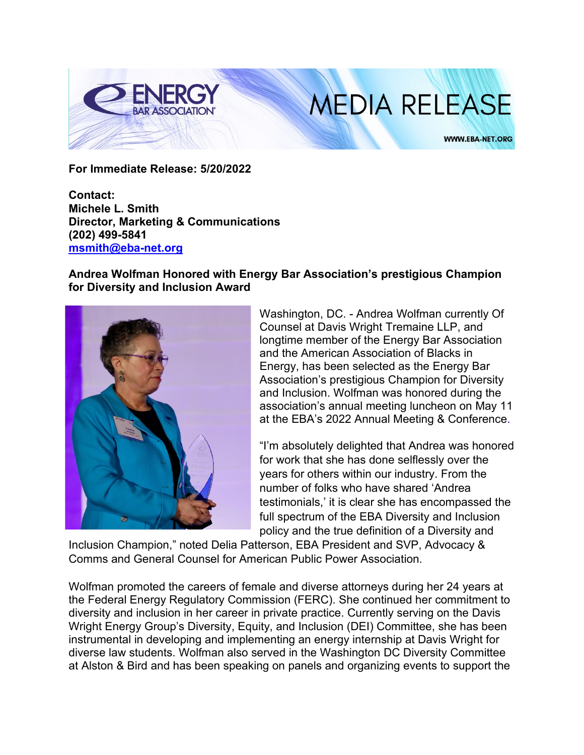# MEDIA RELEASE

**For Immediate Release: 5/20/2022**

**Contact:**
**Michele L. Smith**
**Director, Marketing & Communications**
**(202) 499-5841**
**msmith@eba-net.org**

**Andrea Wolfman Honored with Energy Bar Association's prestigious Champion for Diversity and Inclusion Award**

Washington, DC. - Andrea Wolfman currently Of Counsel at Davis Wright Tremaine LLP, and longtime member of the Energy Bar Association and the American Association of Blacks in Energy, has been selected as the Energy Bar Association's prestigious Champion for Diversity and Inclusion. Wolfman was honored during the association's annual meeting luncheon on May 11 at the EBA's 2022 Annual Meeting & Conference.

"I'm absolutely delighted that Andrea was honored for work that she has done selflessly over the years for others within our industry. From the number of folks who have shared 'Andrea testimonials,' it is clear she has encompassed the full spectrum of the EBA Diversity and Inclusion policy and the true definition of a Diversity and Inclusion Champion," noted Delia Patterson, EBA President and SVP, Advocacy & Comms and General Counsel for American Public Power Association.

Wolfman promoted the careers of female and diverse attorneys during her 24 years at the Federal Energy Regulatory Commission (FERC). She continued her commitment to diversity and inclusion in her career in private practice. Currently serving on the Davis Wright Energy Group's Diversity, Equity, and Inclusion (DEI) Committee, she has been instrumental in developing and implementing an energy internship at Davis Wright for diverse law students. Wolfman also served in the Washington DC Diversity Committee at Alston & Bird and has been speaking on panels and organizing events to support the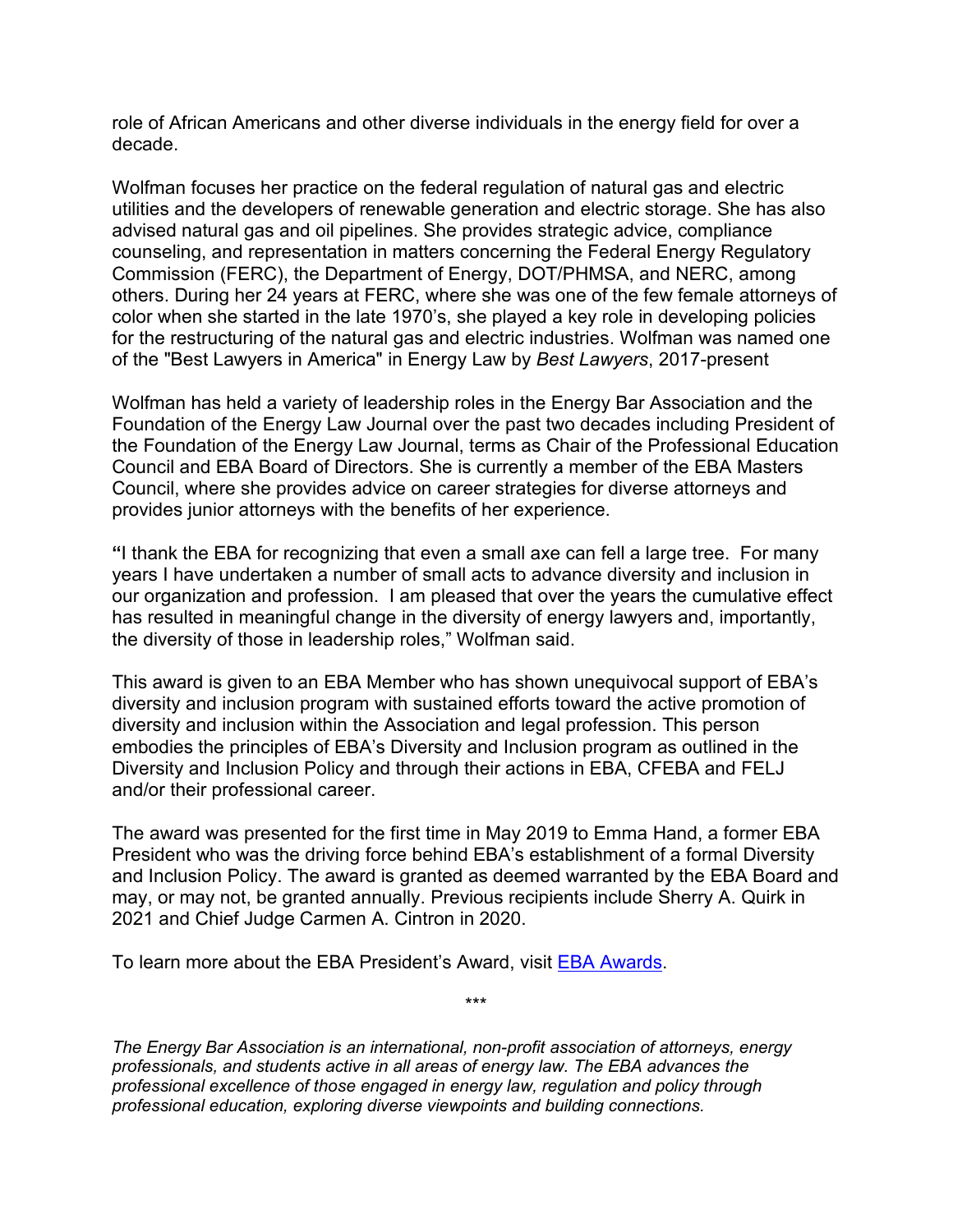role of African Americans and other diverse individuals in the energy field for over a decade.

Wolfman focuses her practice on the federal regulation of natural gas and electric utilities and the developers of renewable generation and electric storage. She has also advised natural gas and oil pipelines. She provides strategic advice, compliance counseling, and representation in matters concerning the Federal Energy Regulatory Commission (FERC), the Department of Energy, DOT/PHMSA, and NERC, among others. During her 24 years at FERC, where she was one of the few female attorneys of color when she started in the late 1970's, she played a key role in developing policies for the restructuring of the natural gas and electric industries. Wolfman was named one of the "Best Lawyers in America" in Energy Law by *Best Lawyers*, 2017-present

Wolfman has held a variety of leadership roles in the Energy Bar Association and the Foundation of the Energy Law Journal over the past two decades including President of the Foundation of the Energy Law Journal, terms as Chair of the Professional Education Council and EBA Board of Directors. She is currently a member of the EBA Masters Council, where she provides advice on career strategies for diverse attorneys and provides junior attorneys with the benefits of her experience.

**"**I thank the EBA for recognizing that even a small axe can fell a large tree. For many years I have undertaken a number of small acts to advance diversity and inclusion in our organization and profession. I am pleased that over the years the cumulative effect has resulted in meaningful change in the diversity of energy lawyers and, importantly, the diversity of those in leadership roles," Wolfman said.

This award is given to an EBA Member who has shown unequivocal support of EBA's diversity and inclusion program with sustained efforts toward the active promotion of diversity and inclusion within the Association and legal profession. This person embodies the principles of EBA's Diversity and Inclusion program as outlined in the Diversity and Inclusion Policy and through their actions in EBA, CFEBA and FELJ and/or their professional career.

The award was presented for the first time in May 2019 to Emma Hand, a former EBA President who was the driving force behind EBA's establishment of a formal Diversity and Inclusion Policy. The award is granted as deemed warranted by the EBA Board and may, or may not, be granted annually. Previous recipients include Sherry A. Quirk in 2021 and Chief Judge Carmen A. Cintron in 2020.

To learn more about the EBA President's Award, visit [EBA Awards](EBA Awards).

\*\*\*

*The Energy Bar Association is an international, non-profit association of attorneys, energy professionals, and students active in all areas of energy law. The EBA advances the professional excellence of those engaged in energy law, regulation and policy through professional education, exploring diverse viewpoints and building connections.*